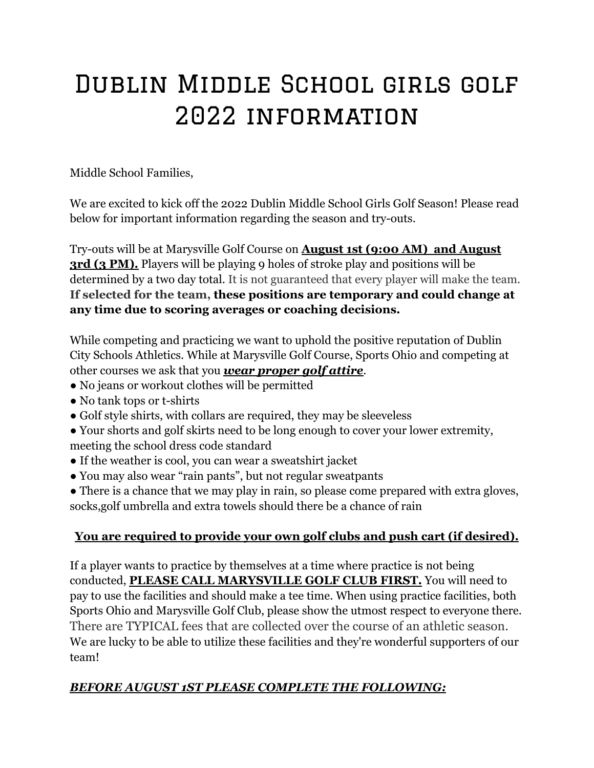# Dublin Middle School girls golf 2022 information

Middle School Families,

We are excited to kick off the 2022 Dublin Middle School Girls Golf Season! Please read below for important information regarding the season and try-outs.

Try-outs will be at Marysville Golf Course on **August 1st (9:00 AM) and August 3rd (3 PM).** Players will be playing 9 holes of stroke play and positions will be determined by a two day total. It is not guaranteed that every player will make the team. **If selected for the team, these positions are temporary and could change at any time due to scoring averages or coaching decisions.**

While competing and practicing we want to uphold the positive reputation of Dublin City Schools Athletics. While at Marysville Golf Course, Sports Ohio and competing at other courses we ask that you ***wear proper golf attire***.

- No jeans or workout clothes will be permitted
- No tank tops or t-shirts
- Golf style shirts, with collars are required, they may be sleeveless
- Your shorts and golf skirts need to be long enough to cover your lower extremity, meeting the school dress code standard
- If the weather is cool, you can wear a sweatshirt jacket
- You may also wear "rain pants", but not regular sweatpants
- There is a chance that we may play in rain, so please come prepared with extra gloves, socks,golf umbrella and extra towels should there be a chance of rain

**You are required to provide your own golf clubs and push cart (if desired).**

If a player wants to practice by themselves at a time where practice is not being conducted, **PLEASE CALL MARYSVILLE GOLF CLUB FIRST.** You will need to pay to use the facilities and should make a tee time. When using practice facilities, both Sports Ohio and Marysville Golf Club, please show the utmost respect to everyone there. There are TYPICAL fees that are collected over the course of an athletic season. We are lucky to be able to utilize these facilities and they're wonderful supporters of our team!

***BEFORE AUGUST 1ST PLEASE COMPLETE THE FOLLOWING:***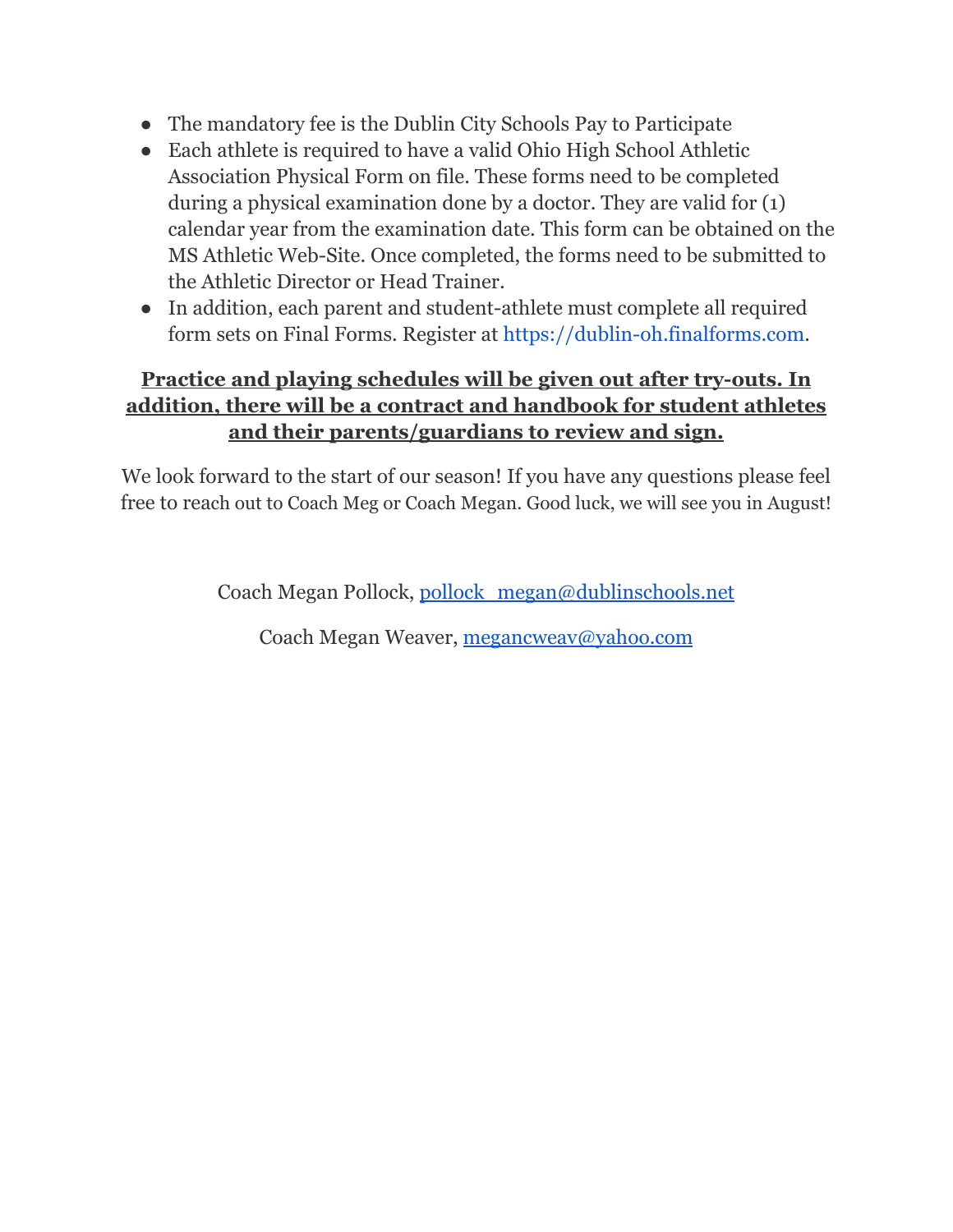- The mandatory fee is the Dublin City Schools Pay to Participate
- Each athlete is required to have a valid Ohio High School Athletic Association Physical Form on file. These forms need to be completed during a physical examination done by a doctor. They are valid for (1) calendar year from the examination date. This form can be obtained on the MS Athletic Web-Site. Once completed, the forms need to be submitted to the Athletic Director or Head Trainer.
- In addition, each parent and student-athlete must complete all required form sets on Final Forms. Register at https://dublin-oh.finalforms.com.

**Practice and playing schedules will be given out after try-outs. In addition, there will be a contract and handbook for student athletes and their parents/guardians to review and sign.**

We look forward to the start of our season! If you have any questions please feel free to reach out to Coach Meg or Coach Megan. Good luck, we will see you in August!

Coach Megan Pollock, pollock_megan@dublinschools.net

Coach Megan Weaver, megancweav@yahoo.com